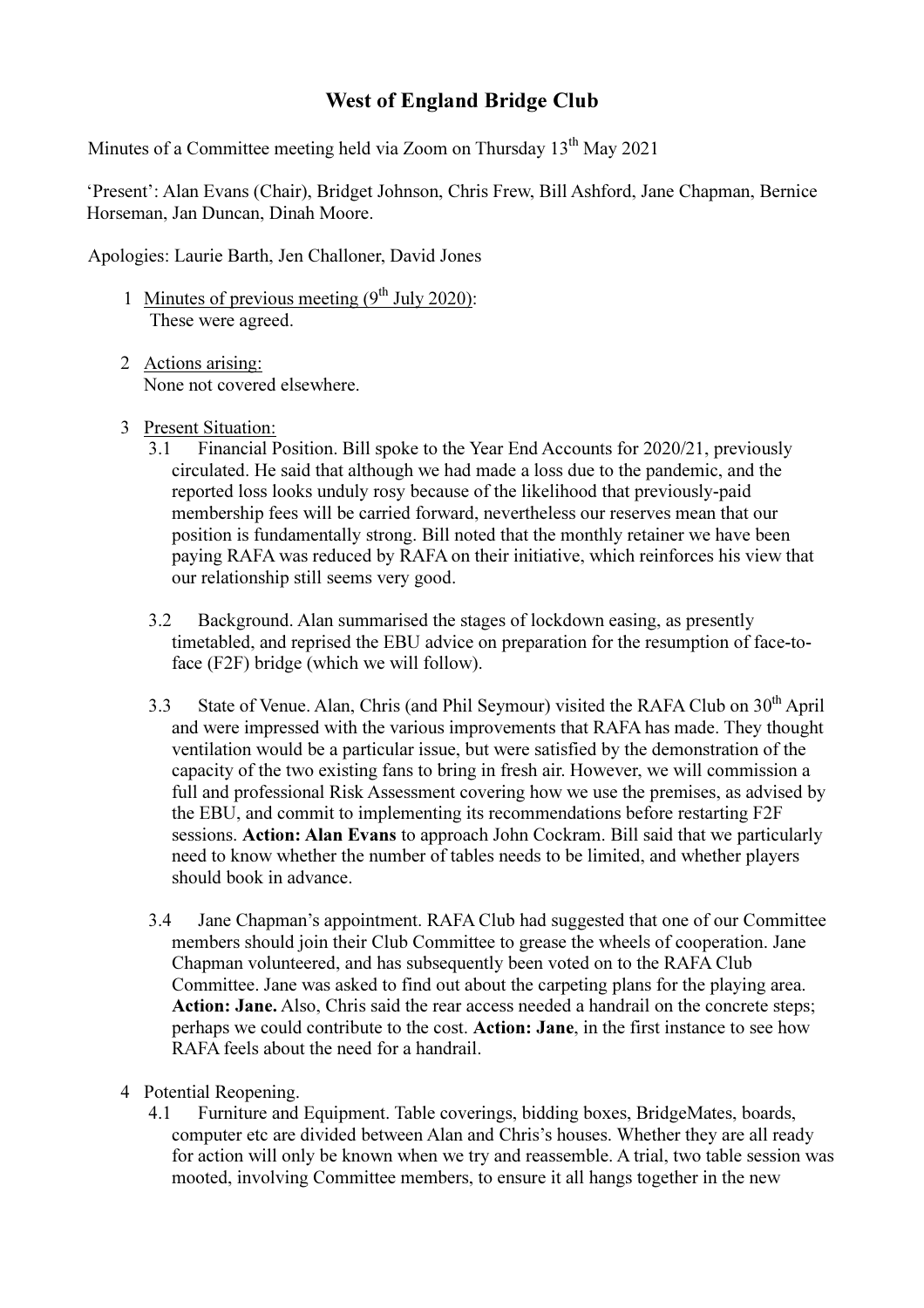# West of England Bridge Club

Minutes of a Committee meeting held via Zoom on Thursday 13th May 2021

'Present': Alan Evans (Chair), Bridget Johnson, Chris Frew, Bill Ashford, Jane Chapman, Bernice Horseman, Jan Duncan, Dinah Moore.

Apologies: Laurie Barth, Jen Challoner, David Jones

1. Minutes of previous meeting (9th July 2020):
   These were agreed.

2. Actions arising:
   None not covered elsewhere.

3. Present Situation:
   - 3.1 Financial Position. Bill spoke to the Year End Accounts for 2020/21, previously circulated. He said that although we had made a loss due to the pandemic, and the reported loss looks unduly rosy because of the likelihood that previously-paid membership fees will be carried forward, nevertheless our reserves mean that our position is fundamentally strong. Bill noted that the monthly retainer we have been paying RAFA was reduced by RAFA on their initiative, which reinforces his view that our relationship still seems very good.
   - 3.2 Background. Alan summarised the stages of lockdown easing, as presently timetabled, and reprised the EBU advice on preparation for the resumption of face-to-face (F2F) bridge (which we will follow).
   - 3.3 State of Venue. Alan, Chris (and Phil Seymour) visited the RAFA Club on 30th April and were impressed with the various improvements that RAFA has made. They thought ventilation would be a particular issue, but were satisfied by the demonstration of the capacity of the two existing fans to bring in fresh air. However, we will commission a full and professional Risk Assessment covering how we use the premises, as advised by the EBU, and commit to implementing its recommendations before restarting F2F sessions. **Action: Alan Evans** to approach John Cockram. Bill said that we particularly need to know whether the number of tables needs to be limited, and whether players should book in advance.
   - 3.4 Jane Chapman's appointment. RAFA Club had suggested that one of our Committee members should join their Club Committee to grease the wheels of cooperation. Jane Chapman volunteered, and has subsequently been voted on to the RAFA Club Committee. Jane was asked to find out about the carpeting plans for the playing area. **Action: Jane.** Also, Chris said the rear access needed a handrail on the concrete steps; perhaps we could contribute to the cost. **Action: Jane**, in the first instance to see how RAFA feels about the need for a handrail.

4. Potential Reopening.
   - 4.1 Furniture and Equipment. Table coverings, bidding boxes, BridgeMates, boards, computer etc are divided between Alan and Chris's houses. Whether they are all ready for action will only be known when we try and reassemble. A trial, two table session was mooted, involving Committee members, to ensure it all hangs together in the new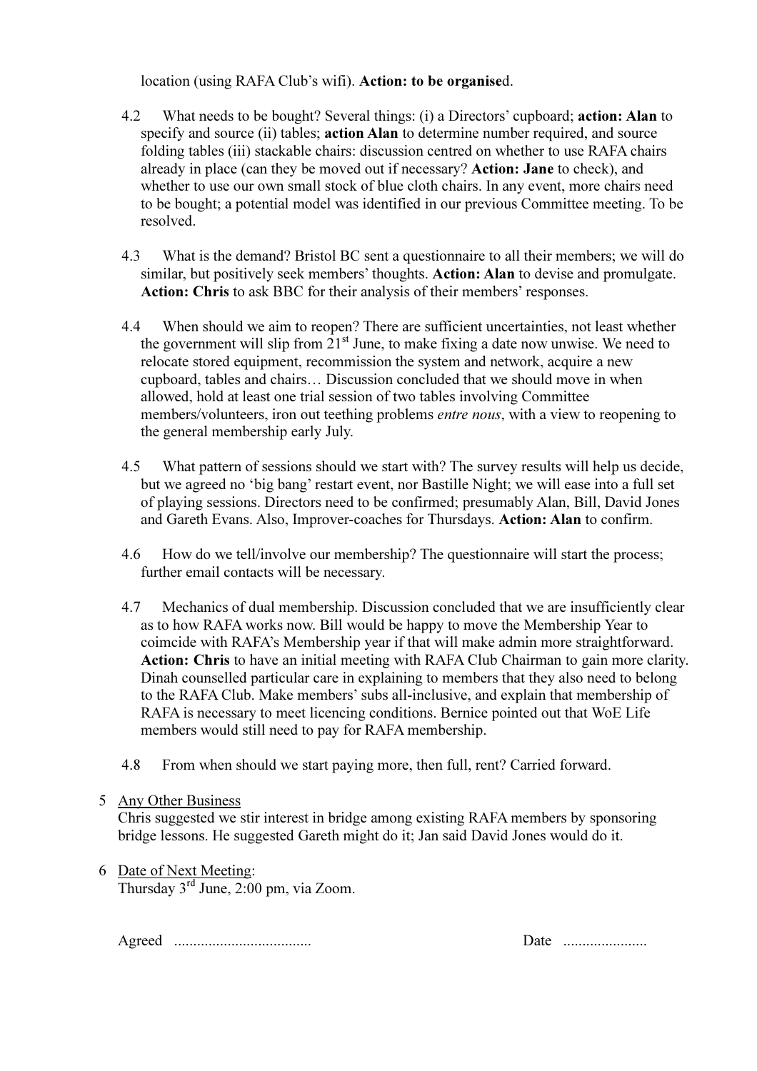location (using RAFA Club's wifi). **Action: to be organise**d.

4.2 What needs to be bought? Several things: (i) a Directors' cupboard; **action: Alan** to specify and source (ii) tables; **action Alan** to determine number required, and source folding tables (iii) stackable chairs: discussion centred on whether to use RAFA chairs already in place (can they be moved out if necessary? **Action: Jane** to check), and whether to use our own small stock of blue cloth chairs. In any event, more chairs need to be bought; a potential model was identified in our previous Committee meeting. To be resolved.

4.3 What is the demand? Bristol BC sent a questionnaire to all their members; we will do similar, but positively seek members' thoughts. **Action: Alan** to devise and promulgate. **Action: Chris** to ask BBC for their analysis of their members' responses.

4.4 When should we aim to reopen? There are sufficient uncertainties, not least whether the government will slip from 21st June, to make fixing a date now unwise. We need to relocate stored equipment, recommission the system and network, acquire a new cupboard, tables and chairs… Discussion concluded that we should move in when allowed, hold at least one trial session of two tables involving Committee members/volunteers, iron out teething problems *entre nous*, with a view to reopening to the general membership early July.

4.5 What pattern of sessions should we start with? The survey results will help us decide, but we agreed no 'big bang' restart event, nor Bastille Night; we will ease into a full set of playing sessions. Directors need to be confirmed; presumably Alan, Bill, David Jones and Gareth Evans. Also, Improver-coaches for Thursdays. **Action: Alan** to confirm.

4.6 How do we tell/involve our membership? The questionnaire will start the process; further email contacts will be necessary.

4.7 Mechanics of dual membership. Discussion concluded that we are insufficiently clear as to how RAFA works now. Bill would be happy to move the Membership Year to coimcide with RAFA's Membership year if that will make admin more straightforward. **Action: Chris** to have an initial meeting with RAFA Club Chairman to gain more clarity. Dinah counselled particular care in explaining to members that they also need to belong to the RAFA Club. Make members' subs all-inclusive, and explain that membership of RAFA is necessary to meet licencing conditions. Bernice pointed out that WoE Life members would still need to pay for RAFA membership.

4.8 From when should we start paying more, then full, rent? Carried forward.

5 Any Other Business

Chris suggested we stir interest in bridge among existing RAFA members by sponsoring bridge lessons. He suggested Gareth might do it; Jan said David Jones would do it.

6 Date of Next Meeting:

Thursday 3rd June, 2:00 pm, via Zoom.

Agreed ................................... Date ......................